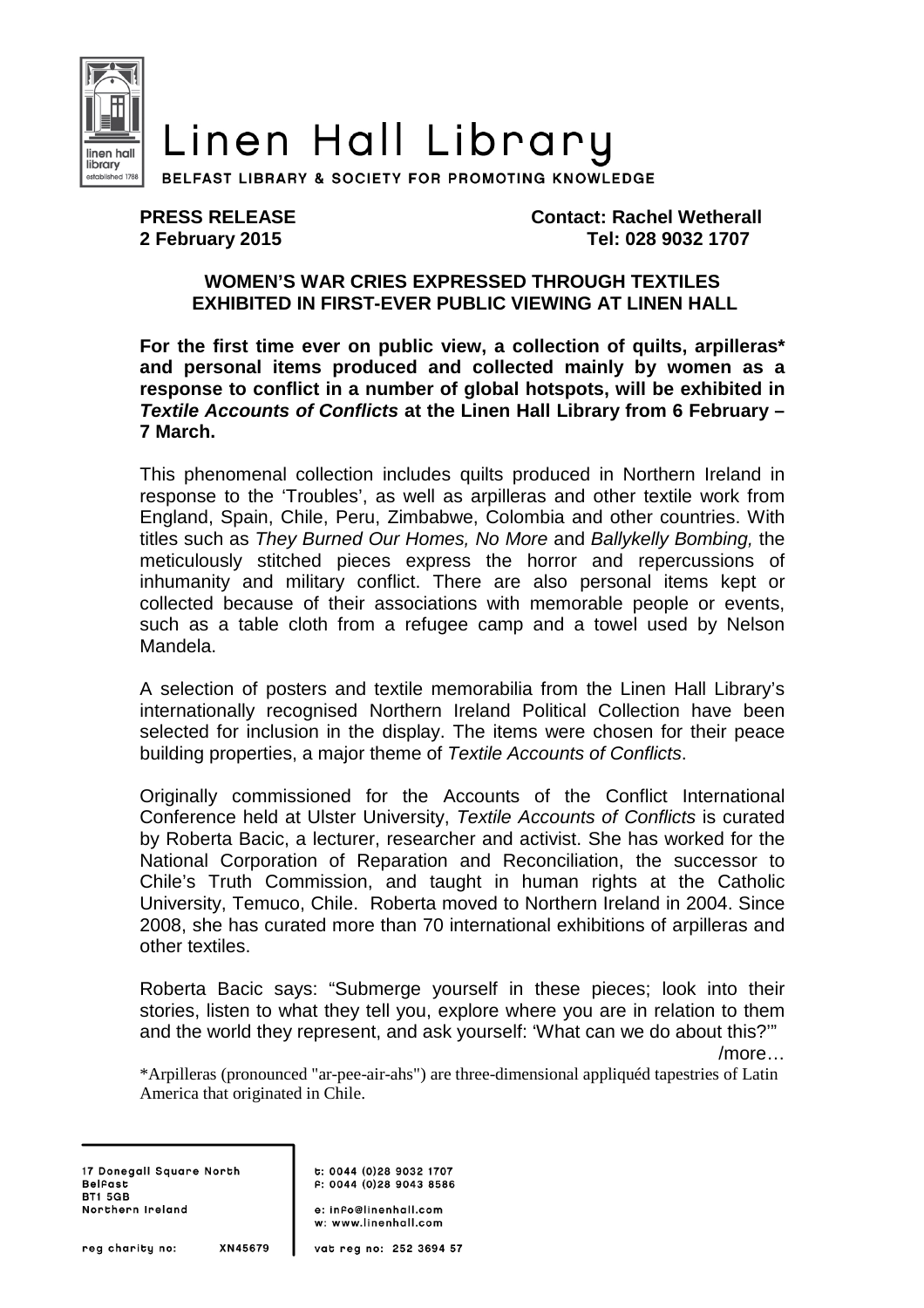# Linen Hall Library

**BELFAST LIBRARY & SOCIETY FOR PROMOTING KNOWLEDGE**

**PRESS RELEASE**
**2 February 2015**

**Contact: Rachel Wetherall**
**Tel: 028 9032 1707**

## WOMEN'S WAR CRIES EXPRESSED THROUGH TEXTILES EXHIBITED IN FIRST-EVER PUBLIC VIEWING AT LINEN HALL

**For the first time ever on public view, a collection of quilts, arpilleras* and personal items produced and collected mainly by women as a response to conflict in a number of global hotspots, will be exhibited in *Textile Accounts of Conflicts* at the Linen Hall Library from 6 February – 7 March.**

This phenomenal collection includes quilts produced in Northern Ireland in response to the 'Troubles', as well as arpilleras and other textile work from England, Spain, Chile, Peru, Zimbabwe, Colombia and other countries. With titles such as *They Burned Our Homes, No More* and *Ballykelly Bombing,* the meticulously stitched pieces express the horror and repercussions of inhumanity and military conflict. There are also personal items kept or collected because of their associations with memorable people or events, such as a table cloth from a refugee camp and a towel used by Nelson Mandela.

A selection of posters and textile memorabilia from the Linen Hall Library's internationally recognised Northern Ireland Political Collection have been selected for inclusion in the display. The items were chosen for their peace building properties, a major theme of *Textile Accounts of Conflicts*.

Originally commissioned for the Accounts of the Conflict International Conference held at Ulster University, *Textile Accounts of Conflicts* is curated by Roberta Bacic, a lecturer, researcher and activist. She has worked for the National Corporation of Reparation and Reconciliation, the successor to Chile's Truth Commission, and taught in human rights at the Catholic University, Temuco, Chile. Roberta moved to Northern Ireland in 2004. Since 2008, she has curated more than 70 international exhibitions of arpilleras and other textiles.

Roberta Bacic says: "Submerge yourself in these pieces; look into their stories, listen to what they tell you, explore where you are in relation to them and the world they represent, and ask yourself: 'What can we do about this?'"

/more…

*Arpilleras (pronounced "ar-pee-air-ahs") are three-dimensional appliquéd tapestries of Latin America that originated in Chile.

17 Donegall Square North
Belfast
BT1 5GB
Northern Ireland

reg charity no: XN45679

t: 0044 (0)28 9032 1707
f: 0044 (0)28 9043 8586

e: info@linenhall.com
w: www.linenhall.com

vat reg no: 252 3694 57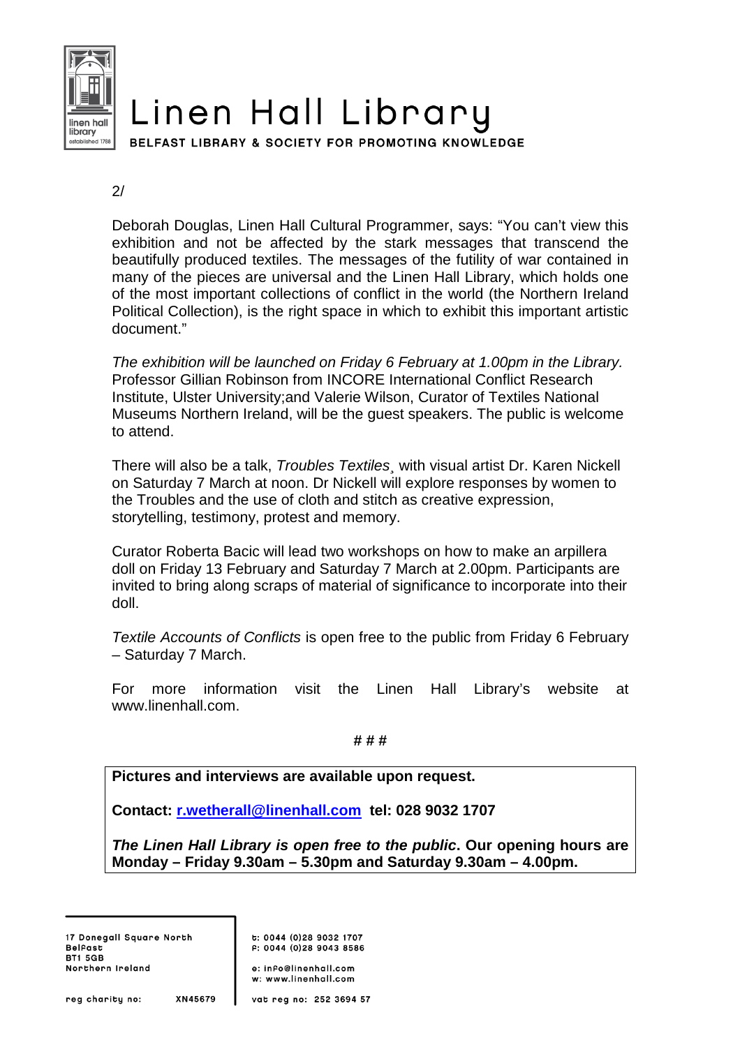2/

Deborah Douglas, Linen Hall Cultural Programmer, says: "You can't view this exhibition and not be affected by the stark messages that transcend the beautifully produced textiles. The messages of the futility of war contained in many of the pieces are universal and the Linen Hall Library, which holds one of the most important collections of conflict in the world (the Northern Ireland Political Collection), is the right space in which to exhibit this important artistic document."

*The exhibition will be launched on Friday 6 February at 1.00pm in the Library.* Professor Gillian Robinson from INCORE International Conflict Research Institute, Ulster University;and Valerie Wilson, Curator of Textiles National Museums Northern Ireland, will be the guest speakers. The public is welcome to attend.

There will also be a talk, *Troubles Textiles*¸ with visual artist Dr. Karen Nickell on Saturday 7 March at noon. Dr Nickell will explore responses by women to the Troubles and the use of cloth and stitch as creative expression, storytelling, testimony, protest and memory.

Curator Roberta Bacic will lead two workshops on how to make an arpillera doll on Friday 13 February and Saturday 7 March at 2.00pm. Participants are invited to bring along scraps of material of significance to incorporate into their doll.

*Textile Accounts of Conflicts* is open free to the public from Friday 6 February – Saturday 7 March.

For more information visit the Linen Hall Library's website at www.linenhall.com.

# # #

**Pictures and interviews are available upon request.**

**Contact: r.wetherall@linenhall.com tel: 028 9032 1707**

***The Linen Hall Library is open free to the public*. Our opening hours are Monday – Friday 9.30am – 5.30pm and Saturday 9.30am – 4.00pm.**

17 Donegall Square North
Belfast
BT1 5GB
Northern Ireland

reg charity no: XN45679

t: 0044 (0)28 9032 1707
f: 0044 (0)28 9043 8586

e: info@linenhall.com
w: www.linenhall.com

vat reg no: 252 3694 57